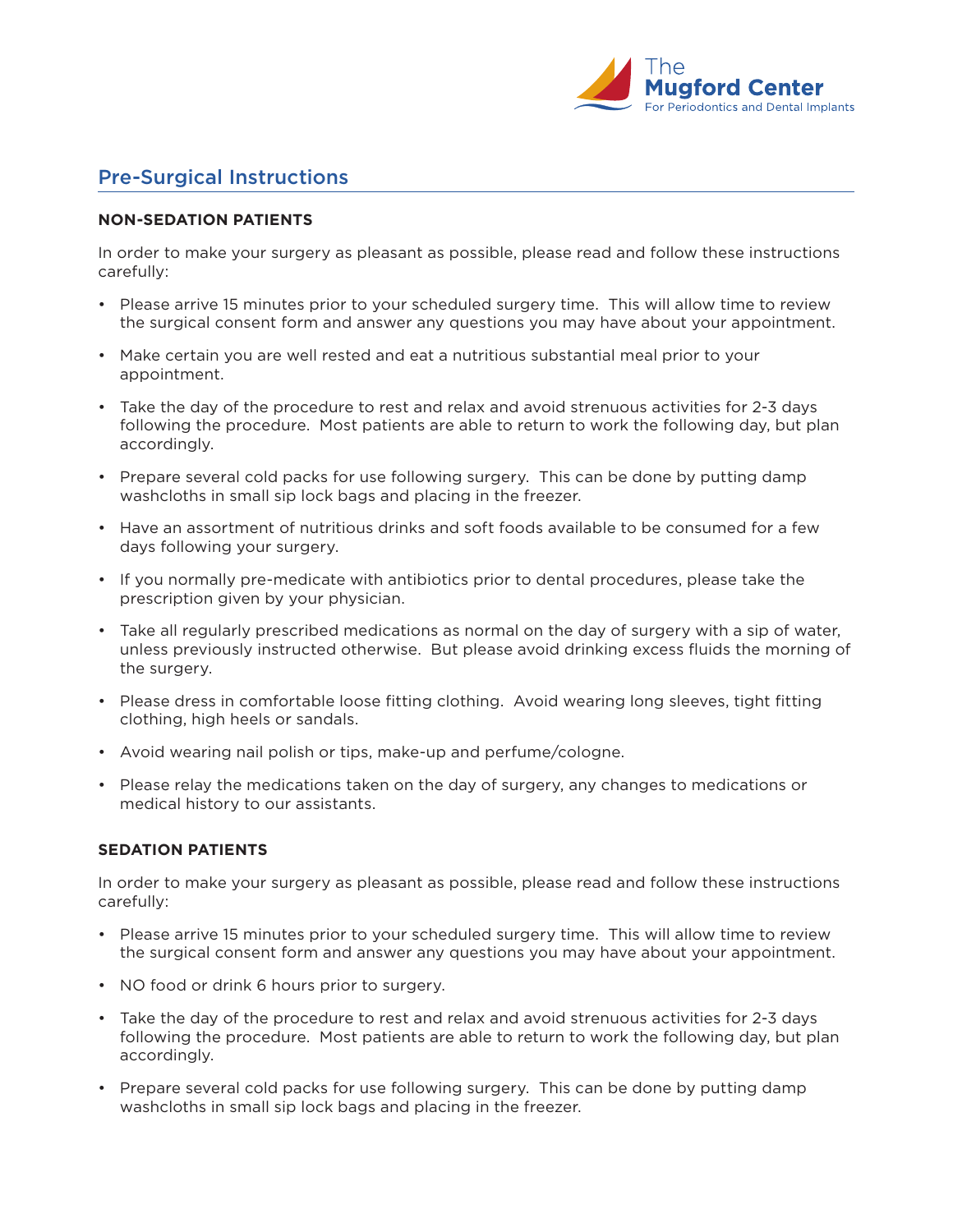The Mugford Center
For Periodontics and Dental Implants

## Pre-Surgical Instructions

**NON-SEDATION PATIENTS**

In order to make your surgery as pleasant as possible, please read and follow these instructions carefully:

- Please arrive 15 minutes prior to your scheduled surgery time. This will allow time to review the surgical consent form and answer any questions you may have about your appointment.
- Make certain you are well rested and eat a nutritious substantial meal prior to your appointment.
- Take the day of the procedure to rest and relax and avoid strenuous activities for 2-3 days following the procedure. Most patients are able to return to work the following day, but plan accordingly.
- Prepare several cold packs for use following surgery. This can be done by putting damp washcloths in small sip lock bags and placing in the freezer.
- Have an assortment of nutritious drinks and soft foods available to be consumed for a few days following your surgery.
- If you normally pre-medicate with antibiotics prior to dental procedures, please take the prescription given by your physician.
- Take all regularly prescribed medications as normal on the day of surgery with a sip of water, unless previously instructed otherwise. But please avoid drinking excess fluids the morning of the surgery.
- Please dress in comfortable loose fitting clothing. Avoid wearing long sleeves, tight fitting clothing, high heels or sandals.
- Avoid wearing nail polish or tips, make-up and perfume/cologne.
- Please relay the medications taken on the day of surgery, any changes to medications or medical history to our assistants.

**SEDATION PATIENTS**

In order to make your surgery as pleasant as possible, please read and follow these instructions carefully:

- Please arrive 15 minutes prior to your scheduled surgery time. This will allow time to review the surgical consent form and answer any questions you may have about your appointment.
- NO food or drink 6 hours prior to surgery.
- Take the day of the procedure to rest and relax and avoid strenuous activities for 2-3 days following the procedure. Most patients are able to return to work the following day, but plan accordingly.
- Prepare several cold packs for use following surgery. This can be done by putting damp washcloths in small sip lock bags and placing in the freezer.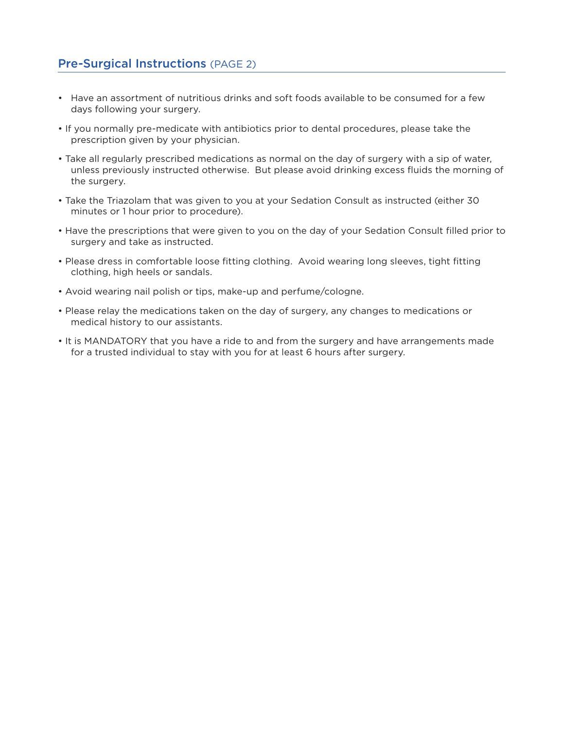## Pre-Surgical Instructions (PAGE 2)

- Have an assortment of nutritious drinks and soft foods available to be consumed for a few days following your surgery.
- If you normally pre-medicate with antibiotics prior to dental procedures, please take the prescription given by your physician.
- Take all regularly prescribed medications as normal on the day of surgery with a sip of water, unless previously instructed otherwise. But please avoid drinking excess fluids the morning of the surgery.
- Take the Triazolam that was given to you at your Sedation Consult as instructed (either 30 minutes or 1 hour prior to procedure).
- Have the prescriptions that were given to you on the day of your Sedation Consult filled prior to surgery and take as instructed.
- Please dress in comfortable loose fitting clothing. Avoid wearing long sleeves, tight fitting clothing, high heels or sandals.
- Avoid wearing nail polish or tips, make-up and perfume/cologne.
- Please relay the medications taken on the day of surgery, any changes to medications or medical history to our assistants.
- It is MANDATORY that you have a ride to and from the surgery and have arrangements made for a trusted individual to stay with you for at least 6 hours after surgery.